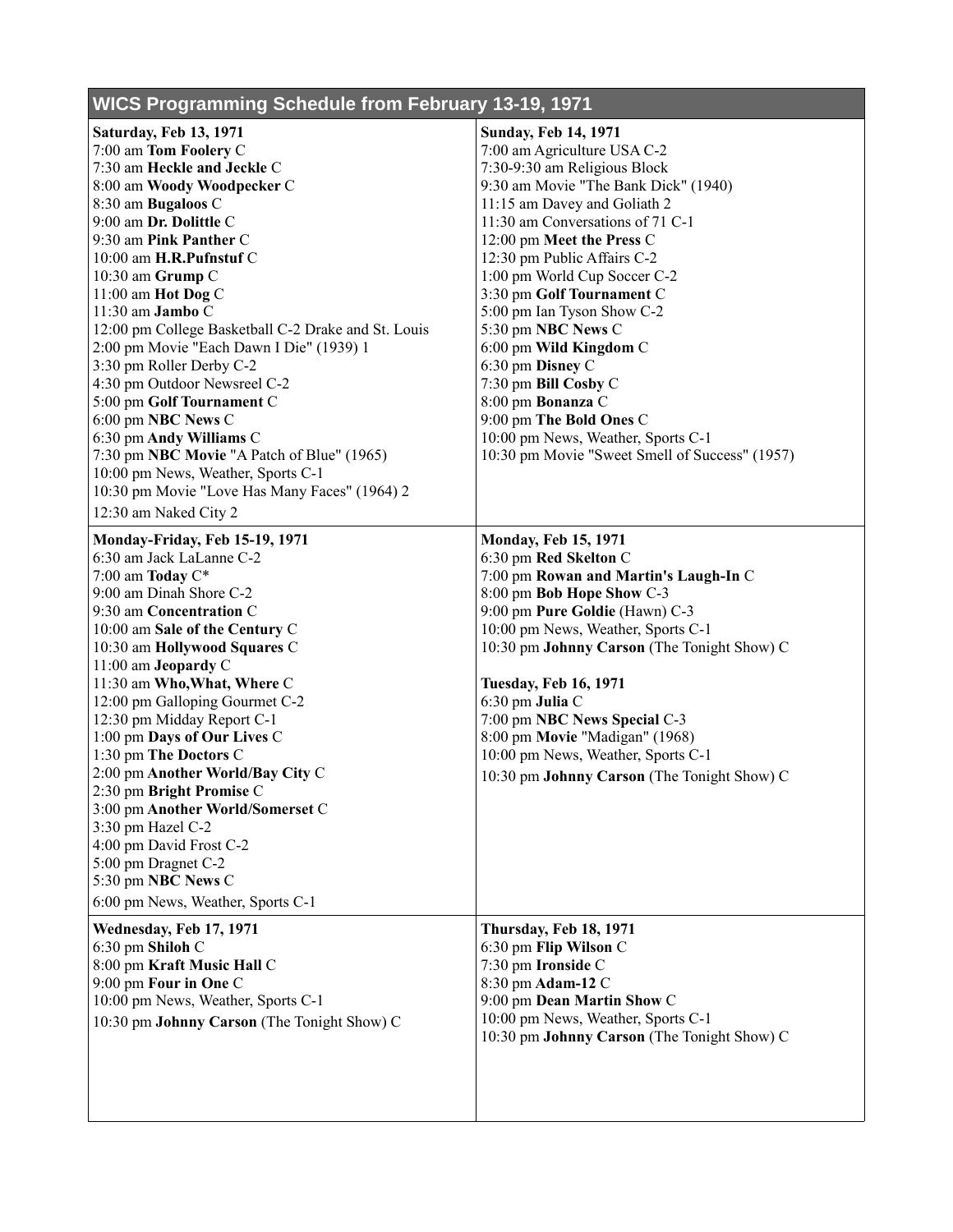## WICS Programming Schedule from February 13-19, 1971

**Saturday, Feb 13, 1971**
7:00 am **Tom Foolery** C
7:30 am **Heckle and Jeckle** C
8:00 am **Woody Woodpecker** C
8:30 am **Bugaloos** C
9:00 am **Dr. Dolittle** C
9:30 am **Pink Panther** C
10:00 am **H.R.Pufnstuf** C
10:30 am **Grump** C
11:00 am **Hot Dog** C
11:30 am **Jambo** C
12:00 pm College Basketball C-2 Drake and St. Louis
2:00 pm Movie "Each Dawn I Die" (1939) 1
3:30 pm Roller Derby C-2
4:30 pm Outdoor Newsreel C-2
5:00 pm **Golf Tournament** C
6:00 pm **NBC News** C
6:30 pm **Andy Williams** C
7:30 pm **NBC Movie** "A Patch of Blue" (1965)
10:00 pm News, Weather, Sports C-1
10:30 pm Movie "Love Has Many Faces" (1964) 2
12:30 am Naked City 2

**Sunday, Feb 14, 1971**
7:00 am Agriculture USA C-2
7:30-9:30 am Religious Block
9:30 am Movie "The Bank Dick" (1940)
11:15 am Davey and Goliath 2
11:30 am Conversations of 71 C-1
12:00 pm **Meet the Press** C
12:30 pm Public Affairs C-2
1:00 pm World Cup Soccer C-2
3:30 pm **Golf Tournament** C
5:00 pm Ian Tyson Show C-2
5:30 pm **NBC News** C
6:00 pm **Wild Kingdom** C
6:30 pm **Disney** C
7:30 pm **Bill Cosby** C
8:00 pm **Bonanza** C
9:00 pm **The Bold Ones** C
10:00 pm News, Weather, Sports C-1
10:30 pm Movie "Sweet Smell of Success" (1957)

**Monday-Friday, Feb 15-19, 1971**
6:30 am Jack LaLanne C-2
7:00 am **Today** C*
9:00 am Dinah Shore C-2
9:30 am **Concentration** C
10:00 am **Sale of the Century** C
10:30 am **Hollywood Squares** C
11:00 am **Jeopardy** C
11:30 am **Who,What, Where** C
12:00 pm Galloping Gourmet C-2
12:30 pm Midday Report C-1
1:00 pm **Days of Our Lives** C
1:30 pm **The Doctors** C
2:00 pm **Another World/Bay City** C
2:30 pm **Bright Promise** C
3:00 pm **Another World/Somerset** C
3:30 pm Hazel C-2
4:00 pm David Frost C-2
5:00 pm Dragnet C-2
5:30 pm **NBC News** C
6:00 pm News, Weather, Sports C-1

**Monday, Feb 15, 1971**
6:30 pm **Red Skelton** C
7:00 pm **Rowan and Martin's Laugh-In** C
8:00 pm **Bob Hope Show** C-3
9:00 pm **Pure Goldie** (Hawn) C-3
10:00 pm News, Weather, Sports C-1
10:30 pm **Johnny Carson** (The Tonight Show) C

**Tuesday, Feb 16, 1971**
6:30 pm **Julia** C
7:00 pm **NBC News Special** C-3
8:00 pm **Movie** "Madigan" (1968)
10:00 pm News, Weather, Sports C-1
10:30 pm **Johnny Carson** (The Tonight Show) C

**Wednesday, Feb 17, 1971**
6:30 pm **Shiloh** C
8:00 pm **Kraft Music Hall** C
9:00 pm **Four in One** C
10:00 pm News, Weather, Sports C-1
10:30 pm **Johnny Carson** (The Tonight Show) C

**Thursday, Feb 18, 1971**
6:30 pm **Flip Wilson** C
7:30 pm **Ironside** C
8:30 pm **Adam-12** C
9:00 pm **Dean Martin Show** C
10:00 pm News, Weather, Sports C-1
10:30 pm **Johnny Carson** (The Tonight Show) C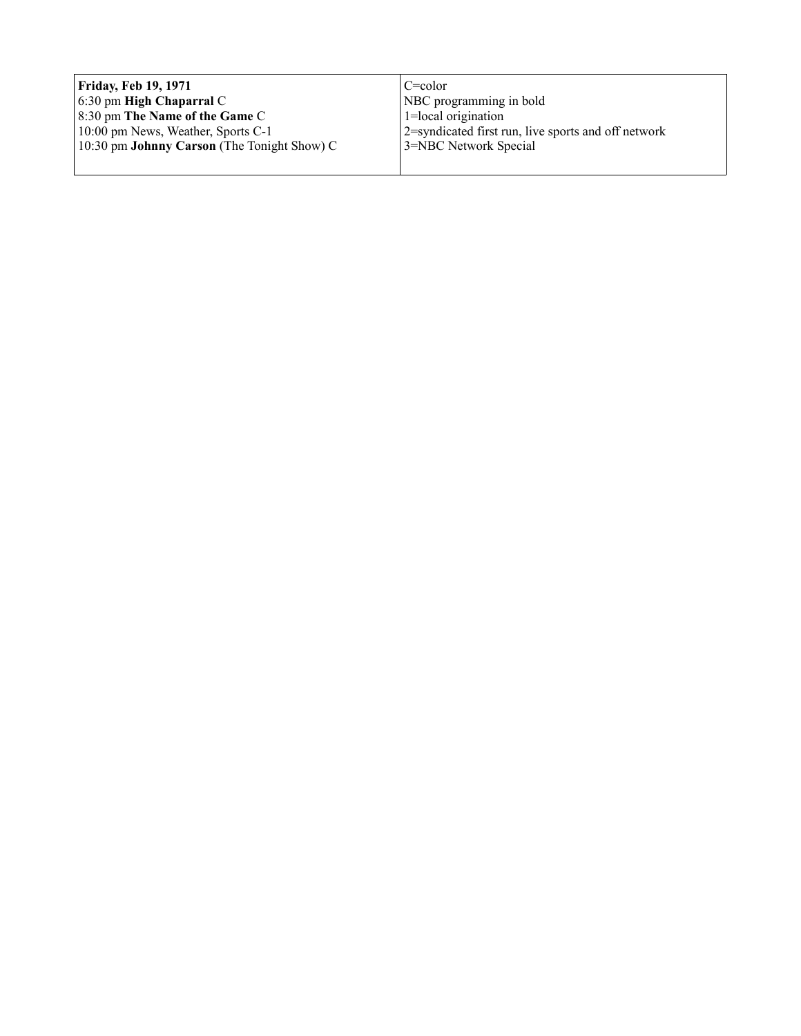| | |
|---|---|
| **Friday, Feb 19, 1971**<br>6:30 pm **High Chaparral** C<br>8:30 pm **The Name of the Game** C<br>10:00 pm News, Weather, Sports C-1<br>10:30 pm **Johnny Carson** (The Tonight Show) C | C=color<br>NBC programming in bold<br>1=local origination<br>2=syndicated first run, live sports and off network<br>3=NBC Network Special |